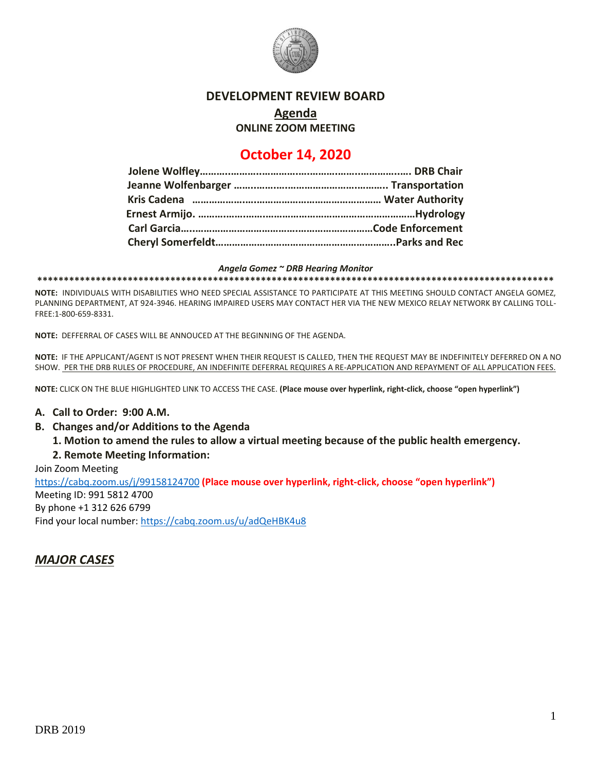# DEVELOPMENT REVIEW BOARD

## Agenda

### ONLINE ZOOM MEETING

## October 14, 2020

**Jolene Wolfley………………………………………………………………. DRB Chair**
**Jeanne Wolfenbarger ……………………………………………….. Transportation**
**Kris Cadena …………………………………………………………… Water Authority**
**Ernest Armijo. ……………………………………………………………………Hydrology**
**Carl Garcia……………………………………………………………Code Enforcement**
**Cheryl Somerfeldt……………………………………………………….Parks and Rec**

***Angela Gomez ~ DRB Hearing Monitor***

*************************************************************************************************

**NOTE:** INDIVIDUALS WITH DISABILITIES WHO NEED SPECIAL ASSISTANCE TO PARTICIPATE AT THIS MEETING SHOULD CONTACT ANGELA GOMEZ, PLANNING DEPARTMENT, AT 924-3946. HEARING IMPAIRED USERS MAY CONTACT HER VIA THE NEW MEXICO RELAY NETWORK BY CALLING TOLL-FREE:1-800-659-8331.

**NOTE:** DEFFERRAL OF CASES WILL BE ANNOUCED AT THE BEGINNING OF THE AGENDA.

**NOTE:** IF THE APPLICANT/AGENT IS NOT PRESENT WHEN THEIR REQUEST IS CALLED, THEN THE REQUEST MAY BE INDEFINITELY DEFERRED ON A NO SHOW. PER THE DRB RULES OF PROCEDURE, AN INDEFINITE DEFERRAL REQUIRES A RE-APPLICATION AND REPAYMENT OF ALL APPLICATION FEES.

**NOTE:** CLICK ON THE BLUE HIGHLIGHTED LINK TO ACCESS THE CASE. **(Place mouse over hyperlink, right-click, choose "open hyperlink")**

**A. Call to Order: 9:00 A.M.**

**B. Changes and/or Additions to the Agenda**

**1. Motion to amend the rules to allow a virtual meeting because of the public health emergency.**

**2. Remote Meeting Information:**

Join Zoom Meeting
https://cabq.zoom.us/j/99158124700 **(Place mouse over hyperlink, right-click, choose "open hyperlink")**
Meeting ID: 991 5812 4700
By phone +1 312 626 6799
Find your local number: https://cabq.zoom.us/u/adQeHBK4u8

## ***MAJOR CASES***

DRB 2019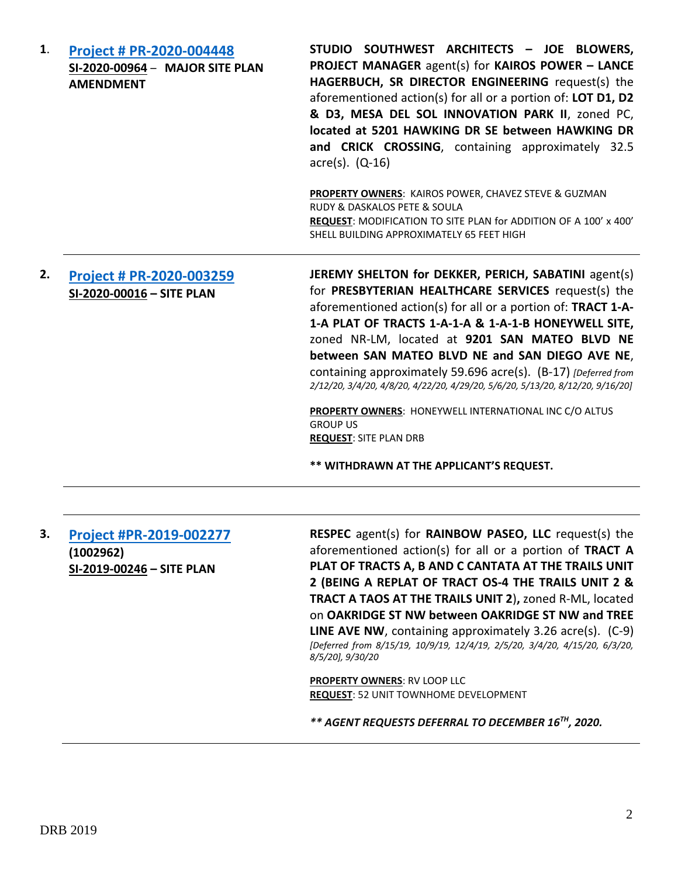1. **Project # PR-2020-004448**
**SI-2020-00964 – MAJOR SITE PLAN AMENDMENT**

**STUDIO SOUTHWEST ARCHITECTS – JOE BLOWERS, PROJECT MANAGER** agent(s) for **KAIROS POWER – LANCE HAGERBUCH, SR DIRECTOR ENGINEERING** request(s) the aforementioned action(s) for all or a portion of: **LOT D1, D2 & D3, MESA DEL SOL INNOVATION PARK II**, zoned PC, **located at 5201 HAWKING DR SE between HAWKING DR and CRICK CROSSING**, containing approximately 32.5 acre(s). (Q-16)

**PROPERTY OWNERS**: KAIROS POWER, CHAVEZ STEVE & GUZMAN RUDY & DASKALOS PETE & SOULA
**REQUEST**: MODIFICATION TO SITE PLAN for ADDITION OF A 100' x 400' SHELL BUILDING APPROXIMATELY 65 FEET HIGH

---

2. **Project # PR-2020-003259**
**SI-2020-00016 – SITE PLAN**

**JEREMY SHELTON for DEKKER, PERICH, SABATINI** agent(s) for **PRESBYTERIAN HEALTHCARE SERVICES** request(s) the aforementioned action(s) for all or a portion of: **TRACT 1-A-1-A PLAT OF TRACTS 1-A-1-A & 1-A-1-B HONEYWELL SITE,** zoned NR-LM, located at **9201 SAN MATEO BLVD NE between SAN MATEO BLVD NE and SAN DIEGO AVE NE**, containing approximately 59.696 acre(s). (B-17) *[Deferred from 2/12/20, 3/4/20, 4/8/20, 4/22/20, 4/29/20, 5/6/20, 5/13/20, 8/12/20, 9/16/20]*

**PROPERTY OWNERS**: HONEYWELL INTERNATIONAL INC C/O ALTUS GROUP US
**REQUEST**: SITE PLAN DRB

**\*\* WITHDRAWN AT THE APPLICANT'S REQUEST.**

---

3. **Project #PR-2019-002277**
**(1002962)**
**SI-2019-00246 – SITE PLAN**

**RESPEC** agent(s) for **RAINBOW PASEO, LLC** request(s) the aforementioned action(s) for all or a portion of **TRACT A PLAT OF TRACTS A, B AND C CANTATA AT THE TRAILS UNIT 2 (BEING A REPLAT OF TRACT OS-4 THE TRAILS UNIT 2 & TRACT A TAOS AT THE TRAILS UNIT 2),** zoned R-ML, located on **OAKRIDGE ST NW between OAKRIDGE ST NW and TREE LINE AVE NW**, containing approximately 3.26 acre(s). (C-9) *[Deferred from 8/15/19, 10/9/19, 12/4/19, 2/5/20, 3/4/20, 4/15/20, 6/3/20, 8/5/20], 9/30/20*

**PROPERTY OWNERS**: RV LOOP LLC
**REQUEST**: 52 UNIT TOWNHOME DEVELOPMENT

***\*\* AGENT REQUESTS DEFERRAL TO DECEMBER 16TH, 2020.***

---

DRB 2019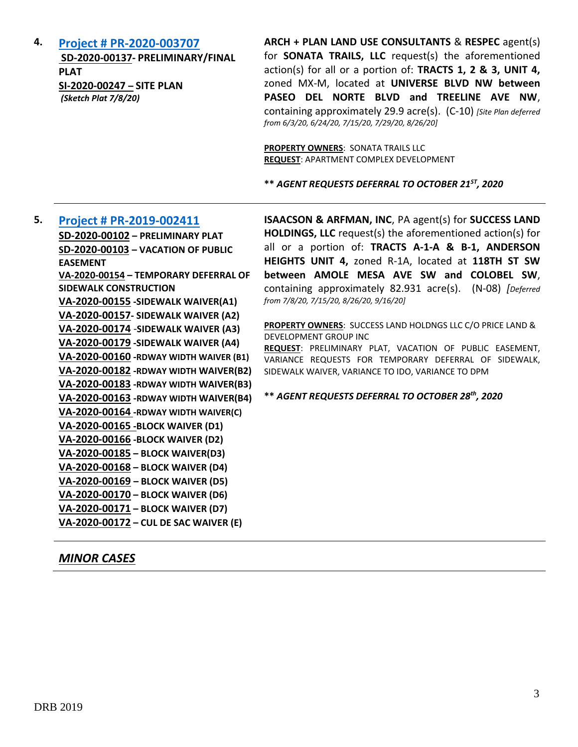4. **[Project # PR-2020-003707](#)**
**SD-2020-00137- PRELIMINARY/FINAL PLAT**
**SI-2020-00247 – SITE PLAN**
***(Sketch Plat 7/8/20)***

**ARCH + PLAN LAND USE CONSULTANTS** & **RESPEC** agent(s) for **SONATA TRAILS, LLC** request(s) the aforementioned action(s) for all or a portion of: **TRACTS 1, 2 & 3, UNIT 4,** zoned MX-M, located at **UNIVERSE BLVD NW between PASEO DEL NORTE BLVD and TREELINE AVE NW**, containing approximately 29.9 acre(s). (C-10) *[Site Plan deferred from 6/3/20, 6/24/20, 7/15/20, 7/29/20, 8/26/20]*

**PROPERTY OWNERS**: SONATA TRAILS LLC
**REQUEST**: APARTMENT COMPLEX DEVELOPMENT

***** AGENT REQUESTS DEFERRAL TO OCTOBER 21ST, 2020***

---

5. **[Project # PR-2019-002411](#)**
**SD-2020-00102 – PRELIMINARY PLAT**
**SD-2020-00103 – VACATION OF PUBLIC EASEMENT**
**VA-2020-00154 – TEMPORARY DEFERRAL OF SIDEWALK CONSTRUCTION**
**VA-2020-00155 -SIDEWALK WAIVER(A1)**
**VA-2020-00157- SIDEWALK WAIVER (A2)**
**VA-2020-00174 -SIDEWALK WAIVER (A3)**
**VA-2020-00179 -SIDEWALK WAIVER (A4)**
**VA-2020-00160 -RDWAY WIDTH WAIVER (B1)**
**VA-2020-00182 -RDWAY WIDTH WAIVER(B2)**
**VA-2020-00183 -RDWAY WIDTH WAIVER(B3)**
**VA-2020-00163 -RDWAY WIDTH WAIVER(B4)**
**VA-2020-00164 -RDWAY WIDTH WAIVER(C)**
**VA-2020-00165 -BLOCK WAIVER (D1)**
**VA-2020-00166 -BLOCK WAIVER (D2)**
**VA-2020-00185 – BLOCK WAIVER(D3)**
**VA-2020-00168 – BLOCK WAIVER (D4)**
**VA-2020-00169 – BLOCK WAIVER (D5)**
**VA-2020-00170 – BLOCK WAIVER (D6)**
**VA-2020-00171 – BLOCK WAIVER (D7)**
**VA-2020-00172 – CUL DE SAC WAIVER (E)**

**ISAACSON & ARFMAN, INC**, PA agent(s) for **SUCCESS LAND HOLDINGS, LLC** request(s) the aforementioned action(s) for all or a portion of: **TRACTS A-1-A & B-1, ANDERSON HEIGHTS UNIT 4,** zoned R-1A, located at **118TH ST SW between AMOLE MESA AVE SW and COLOBEL SW**, containing approximately 82.931 acre(s). (N-08) *[Deferred from 7/8/20, 7/15/20, 8/26/20, 9/16/20]*

**PROPERTY OWNERS**: SUCCESS LAND HOLDNGS LLC C/O PRICE LAND & DEVELOPMENT GROUP INC
**REQUEST**: PRELIMINARY PLAT, VACATION OF PUBLIC EASEMENT, VARIANCE REQUESTS FOR TEMPORARY DEFERRAL OF SIDEWALK, SIDEWALK WAIVER, VARIANCE TO IDO, VARIANCE TO DPM

***** AGENT REQUESTS DEFERRAL TO OCTOBER 28th, 2020***

---

## *MINOR CASES*

---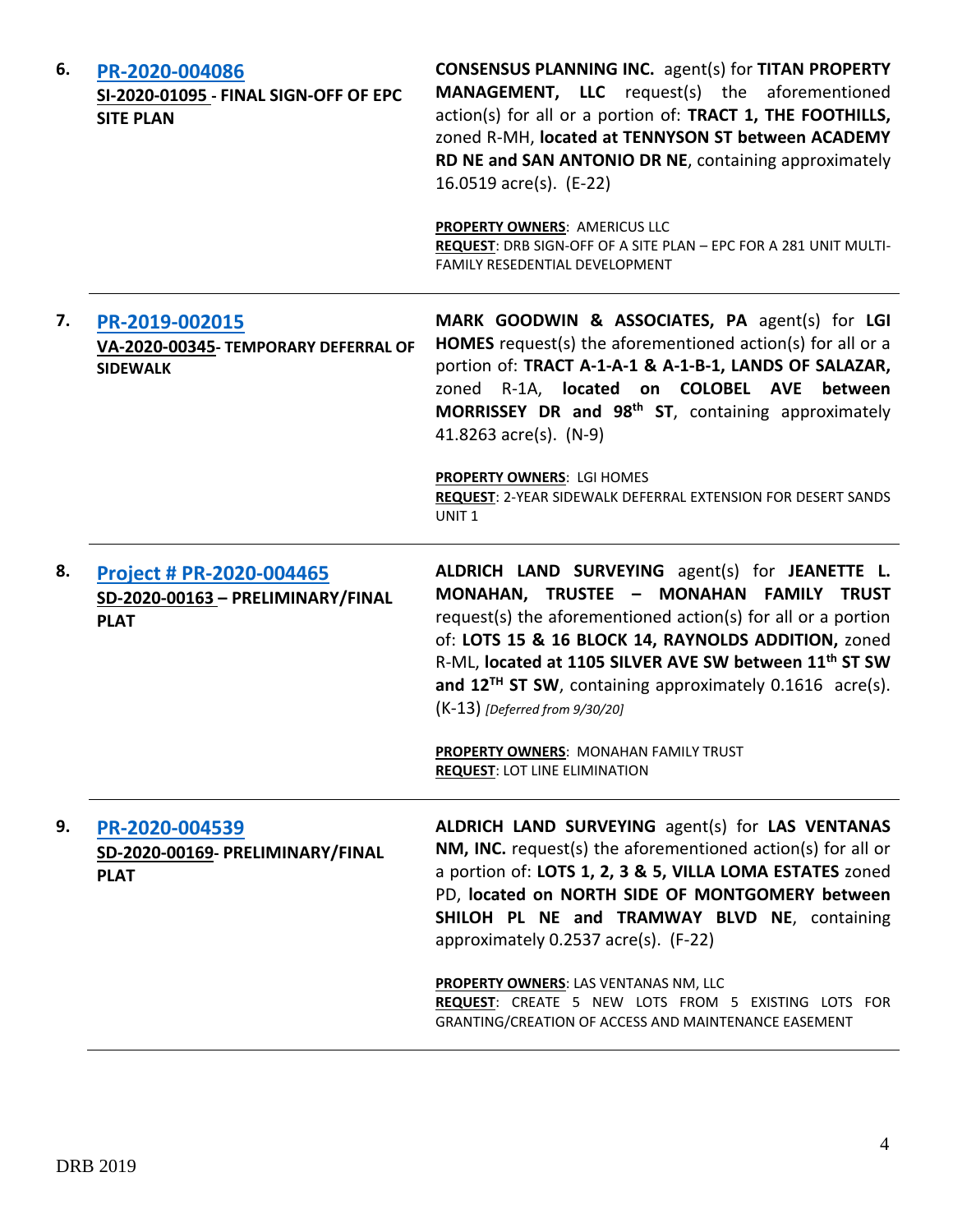| | | |
|---|---|---|
| **6.** | **PR-2020-004086**<br>**SI-2020-01095 - FINAL SIGN-OFF OF EPC SITE PLAN** | **CONSENSUS PLANNING INC.** agent(s) for **TITAN PROPERTY MANAGEMENT, LLC** request(s) the aforementioned action(s) for all or a portion of: **TRACT 1, THE FOOTHILLS,** zoned R-MH, **located at TENNYSON ST between ACADEMY RD NE and SAN ANTONIO DR NE**, containing approximately 16.0519 acre(s). (E-22)<br><br>**PROPERTY OWNERS**: AMERICUS LLC<br>**REQUEST**: DRB SIGN-OFF OF A SITE PLAN – EPC FOR A 281 UNIT MULTI-FAMILY RESEDENTIAL DEVELOPMENT |
| **7.** | **PR-2019-002015**<br>**VA-2020-00345- TEMPORARY DEFERRAL OF SIDEWALK** | **MARK GOODWIN & ASSOCIATES, PA** agent(s) for **LGI HOMES** request(s) the aforementioned action(s) for all or a portion of: **TRACT A-1-A-1 & A-1-B-1, LANDS OF SALAZAR,** zoned R-1A, **located on COLOBEL AVE between MORRISSEY DR and 98th ST**, containing approximately 41.8263 acre(s). (N-9)<br><br>**PROPERTY OWNERS**: LGI HOMES<br>**REQUEST**: 2-YEAR SIDEWALK DEFERRAL EXTENSION FOR DESERT SANDS UNIT 1 |
| **8.** | **Project # PR-2020-004465**<br>**SD-2020-00163 – PRELIMINARY/FINAL PLAT** | **ALDRICH LAND SURVEYING** agent(s) for **JEANETTE L. MONAHAN, TRUSTEE – MONAHAN FAMILY TRUST** request(s) the aforementioned action(s) for all or a portion of: **LOTS 15 & 16 BLOCK 14, RAYNOLDS ADDITION,** zoned R-ML, **located at 1105 SILVER AVE SW between 11th ST SW and 12TH ST SW**, containing approximately 0.1616 acre(s). (K-13) *[Deferred from 9/30/20]*<br><br>**PROPERTY OWNERS**: MONAHAN FAMILY TRUST<br>**REQUEST**: LOT LINE ELIMINATION |
| **9.** | **PR-2020-004539**<br>**SD-2020-00169- PRELIMINARY/FINAL PLAT** | **ALDRICH LAND SURVEYING** agent(s) for **LAS VENTANAS NM, INC.** request(s) the aforementioned action(s) for all or a portion of: **LOTS 1, 2, 3 & 5, VILLA LOMA ESTATES** zoned PD, **located on NORTH SIDE OF MONTGOMERY between SHILOH PL NE and TRAMWAY BLVD NE**, containing approximately 0.2537 acre(s). (F-22)<br><br>**PROPERTY OWNERS**: LAS VENTANAS NM, LLC<br>**REQUEST**: CREATE 5 NEW LOTS FROM 5 EXISTING LOTS FOR GRANTING/CREATION OF ACCESS AND MAINTENANCE EASEMENT |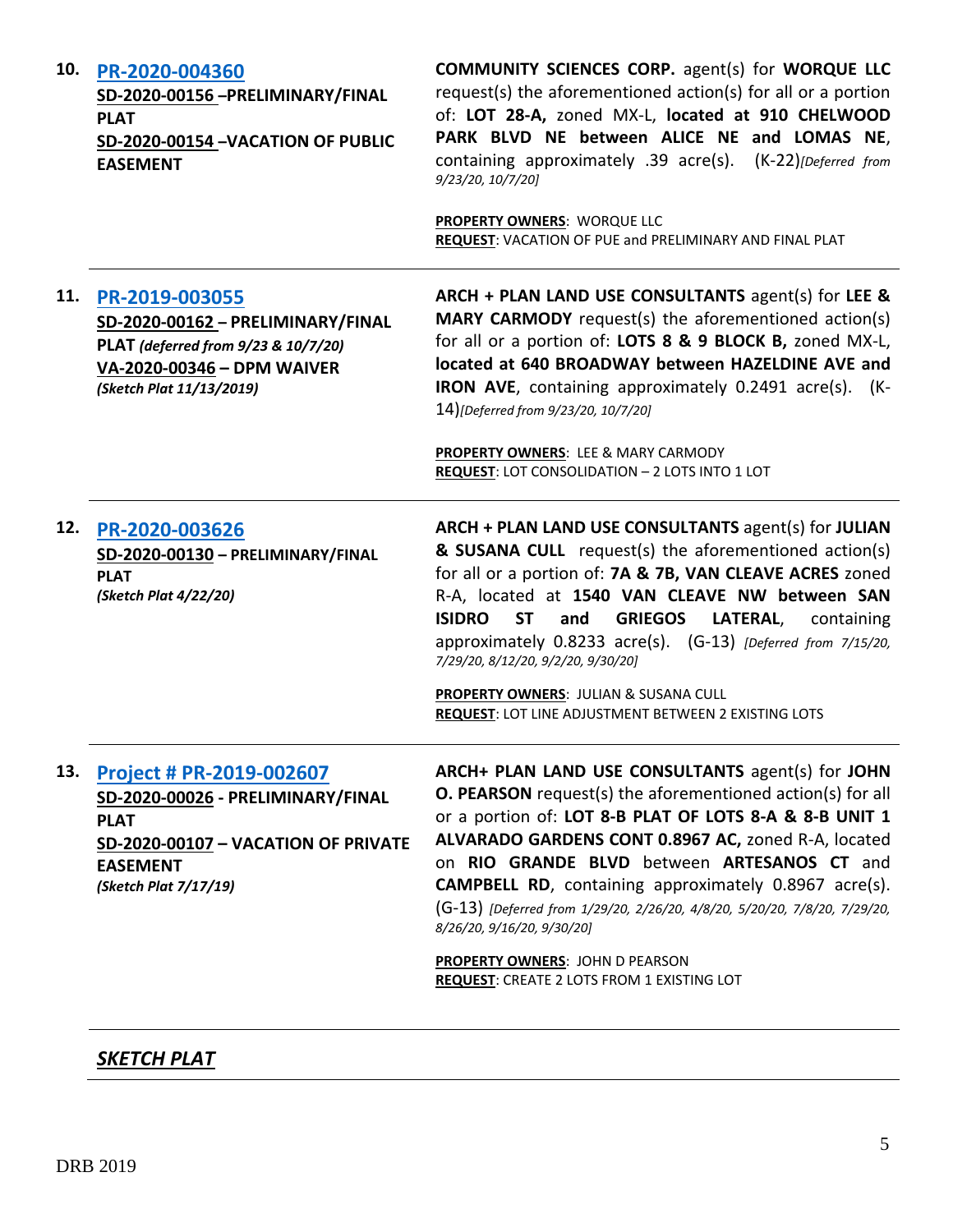**10. [PR-2020-004360](#)**
**SD-2020-00156 –PRELIMINARY/FINAL PLAT**
**SD-2020-00154 –VACATION OF PUBLIC EASEMENT**

**COMMUNITY SCIENCES CORP.** agent(s) for **WORQUE LLC** request(s) the aforementioned action(s) for all or a portion of: **LOT 28-A,** zoned MX-L, **located at 910 CHELWOOD PARK BLVD NE between ALICE NE and LOMAS NE**, containing approximately .39 acre(s). (K-22)*[Deferred from 9/23/20, 10/7/20]*

**PROPERTY OWNERS**: WORQUE LLC
**REQUEST**: VACATION OF PUE and PRELIMINARY AND FINAL PLAT

---

**11. [PR-2019-003055](#)**
**SD-2020-00162 – PRELIMINARY/FINAL PLAT** ***(deferred from 9/23 & 10/7/20)***
**VA-2020-00346 – DPM WAIVER**
***(Sketch Plat 11/13/2019)***

**ARCH + PLAN LAND USE CONSULTANTS** agent(s) for **LEE & MARY CARMODY** request(s) the aforementioned action(s) for all or a portion of: **LOTS 8 & 9 BLOCK B,** zoned MX-L, **located at 640 BROADWAY between HAZELDINE AVE and IRON AVE**, containing approximately 0.2491 acre(s). (K-14)*[Deferred from 9/23/20, 10/7/20]*

**PROPERTY OWNERS**: LEE & MARY CARMODY
**REQUEST**: LOT CONSOLIDATION – 2 LOTS INTO 1 LOT

---

**12. [PR-2020-003626](#)**
**SD-2020-00130 – PRELIMINARY/FINAL PLAT**
***(Sketch Plat 4/22/20)***

**ARCH + PLAN LAND USE CONSULTANTS** agent(s) for **JULIAN & SUSANA CULL** request(s) the aforementioned action(s) for all or a portion of: **7A & 7B, VAN CLEAVE ACRES** zoned R-A, located at **1540 VAN CLEAVE NW between SAN ISIDRO ST and GRIEGOS LATERAL**, containing approximately 0.8233 acre(s). (G-13) *[Deferred from 7/15/20, 7/29/20, 8/12/20, 9/2/20, 9/30/20]*

**PROPERTY OWNERS**: JULIAN & SUSANA CULL
**REQUEST**: LOT LINE ADJUSTMENT BETWEEN 2 EXISTING LOTS

---

**13. [Project # PR-2019-002607](#)**
**SD-2020-00026 - PRELIMINARY/FINAL PLAT**
**SD-2020-00107 – VACATION OF PRIVATE EASEMENT**
***(Sketch Plat 7/17/19)***

**ARCH+ PLAN LAND USE CONSULTANTS** agent(s) for **JOHN O. PEARSON** request(s) the aforementioned action(s) for all or a portion of: **LOT 8-B PLAT OF LOTS 8-A & 8-B UNIT 1 ALVARADO GARDENS CONT 0.8967 AC,** zoned R-A, located on **RIO GRANDE BLVD** between **ARTESANOS CT** and **CAMPBELL RD**, containing approximately 0.8967 acre(s). (G-13) *[Deferred from 1/29/20, 2/26/20, 4/8/20, 5/20/20, 7/8/20, 7/29/20, 8/26/20, 9/16/20, 9/30/20]*

**PROPERTY OWNERS**: JOHN D PEARSON
**REQUEST**: CREATE 2 LOTS FROM 1 EXISTING LOT

---

## ***SKETCH PLAT***

---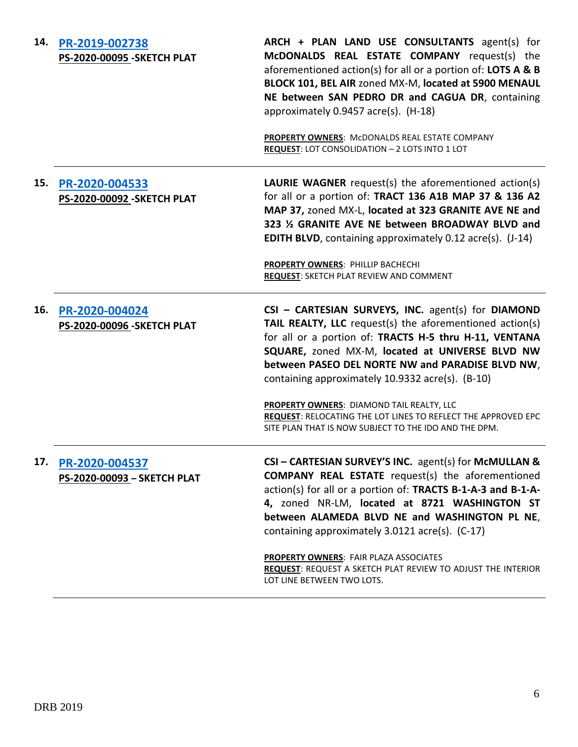**14.** **PR-2019-002738**
**PS-2020-00095 -SKETCH PLAT**

**ARCH + PLAN LAND USE CONSULTANTS** agent(s) for **McDONALDS REAL ESTATE COMPANY** request(s) the aforementioned action(s) for all or a portion of: **LOTS A & B BLOCK 101, BEL AIR** zoned MX-M, **located at 5900 MENAUL NE between SAN PEDRO DR and CAGUA DR**, containing approximately 0.9457 acre(s). (H-18)

**PROPERTY OWNERS**: McDONALDS REAL ESTATE COMPANY
**REQUEST**: LOT CONSOLIDATION – 2 LOTS INTO 1 LOT

---

**15.** **PR-2020-004533**
**PS-2020-00092 -SKETCH PLAT**

**LAURIE WAGNER** request(s) the aforementioned action(s) for all or a portion of: **TRACT 136 A1B MAP 37 & 136 A2 MAP 37,** zoned MX-L, **located at 323 GRANITE AVE NE and 323 ½ GRANITE AVE NE between BROADWAY BLVD and EDITH BLVD**, containing approximately 0.12 acre(s). (J-14)

**PROPERTY OWNERS**: PHILLIP BACHECHI
**REQUEST**: SKETCH PLAT REVIEW AND COMMENT

---

**16.** **PR-2020-004024**
**PS-2020-00096 -SKETCH PLAT**

**CSI – CARTESIAN SURVEYS, INC.** agent(s) for **DIAMOND TAIL REALTY, LLC** request(s) the aforementioned action(s) for all or a portion of: **TRACTS H-5 thru H-11, VENTANA SQUARE,** zoned MX-M, **located at UNIVERSE BLVD NW between PASEO DEL NORTE NW and PARADISE BLVD NW**, containing approximately 10.9332 acre(s). (B-10)

**PROPERTY OWNERS**: DIAMOND TAIL REALTY, LLC
**REQUEST**: RELOCATING THE LOT LINES TO REFLECT THE APPROVED EPC SITE PLAN THAT IS NOW SUBJECT TO THE IDO AND THE DPM.

---

**17.** **PR-2020-004537**
**PS-2020-00093 – SKETCH PLAT**

**CSI – CARTESIAN SURVEY'S INC.** agent(s) for **McMULLAN & COMPANY REAL ESTATE** request(s) the aforementioned action(s) for all or a portion of: **TRACTS B-1-A-3 and B-1-A-4,** zoned NR-LM, **located at 8721 WASHINGTON ST between ALAMEDA BLVD NE and WASHINGTON PL NE**, containing approximately 3.0121 acre(s). (C-17)

**PROPERTY OWNERS**: FAIR PLAZA ASSOCIATES
**REQUEST**: REQUEST A SKETCH PLAT REVIEW TO ADJUST THE INTERIOR LOT LINE BETWEEN TWO LOTS.

---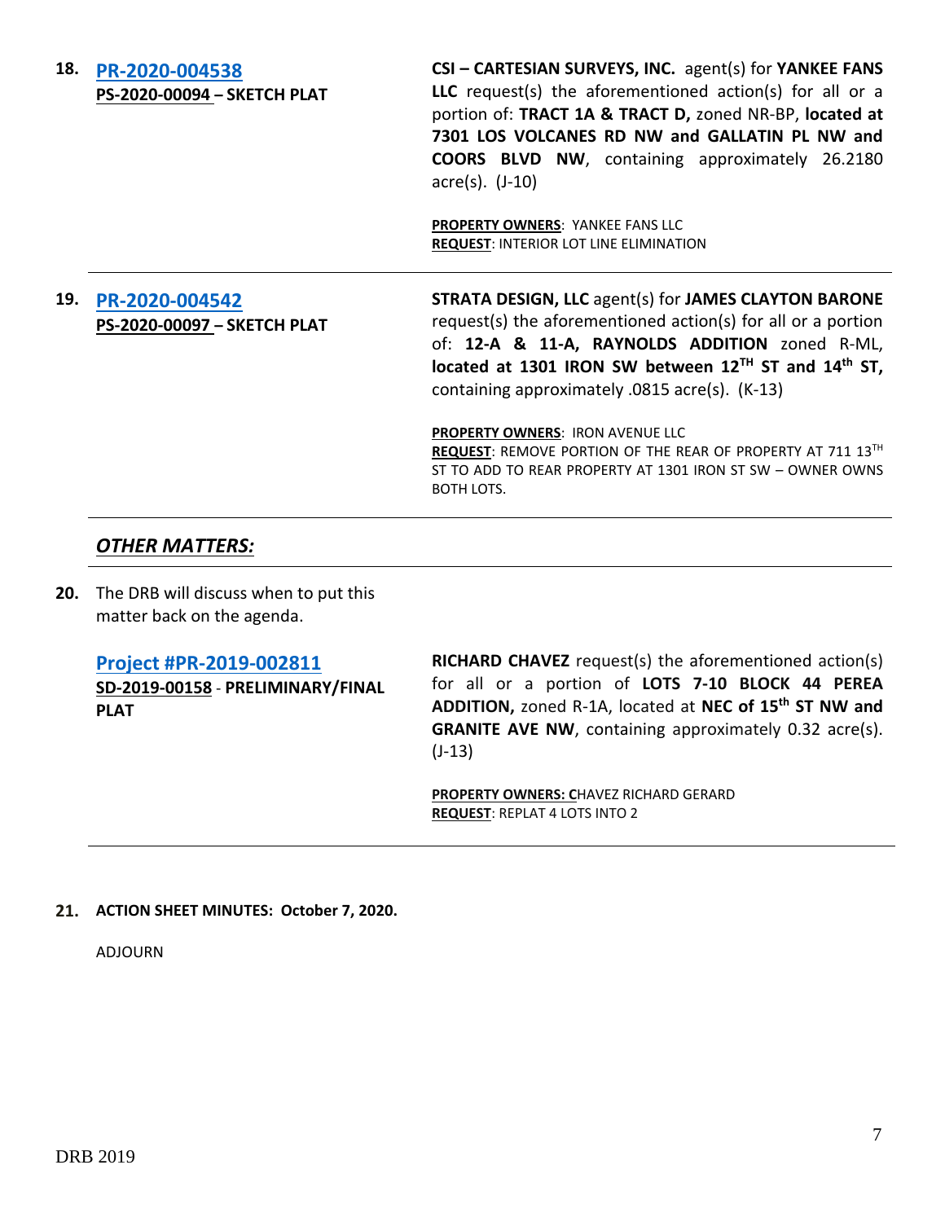**18.** **PR-2020-004538**
**PS-2020-00094 – SKETCH PLAT**

**CSI – CARTESIAN SURVEYS, INC.** agent(s) for **YANKEE FANS LLC** request(s) the aforementioned action(s) for all or a portion of: **TRACT 1A & TRACT D,** zoned NR-BP, **located at 7301 LOS VOLCANES RD NW and GALLATIN PL NW and COORS BLVD NW**, containing approximately 26.2180 acre(s). (J-10)

**PROPERTY OWNERS**: YANKEE FANS LLC
**REQUEST**: INTERIOR LOT LINE ELIMINATION

---

**19.** **PR-2020-004542**
**PS-2020-00097 – SKETCH PLAT**

**STRATA DESIGN, LLC** agent(s) for **JAMES CLAYTON BARONE** request(s) the aforementioned action(s) for all or a portion of: **12-A & 11-A, RAYNOLDS ADDITION** zoned R-ML, **located at 1301 IRON SW between 12TH ST and 14th ST,** containing approximately .0815 acre(s). (K-13)

**PROPERTY OWNERS**: IRON AVENUE LLC
**REQUEST**: REMOVE PORTION OF THE REAR OF PROPERTY AT 711 13TH ST TO ADD TO REAR PROPERTY AT 1301 IRON ST SW – OWNER OWNS BOTH LOTS.

---

## *OTHER MATTERS:*

---

**20.** The DRB will discuss when to put this matter back on the agenda.

**Project #PR-2019-002811**
**SD-2019-00158** - **PRELIMINARY/FINAL PLAT**

**RICHARD CHAVEZ** request(s) the aforementioned action(s) for all or a portion of **LOTS 7-10 BLOCK 44 PEREA ADDITION,** zoned R-1A, located at **NEC of 15th ST NW and GRANITE AVE NW**, containing approximately 0.32 acre(s). (J-13)

**PROPERTY OWNERS: C**HAVEZ RICHARD GERARD
**REQUEST**: REPLAT 4 LOTS INTO 2

---

**21.** **ACTION SHEET MINUTES: October 7, 2020.**

ADJOURN